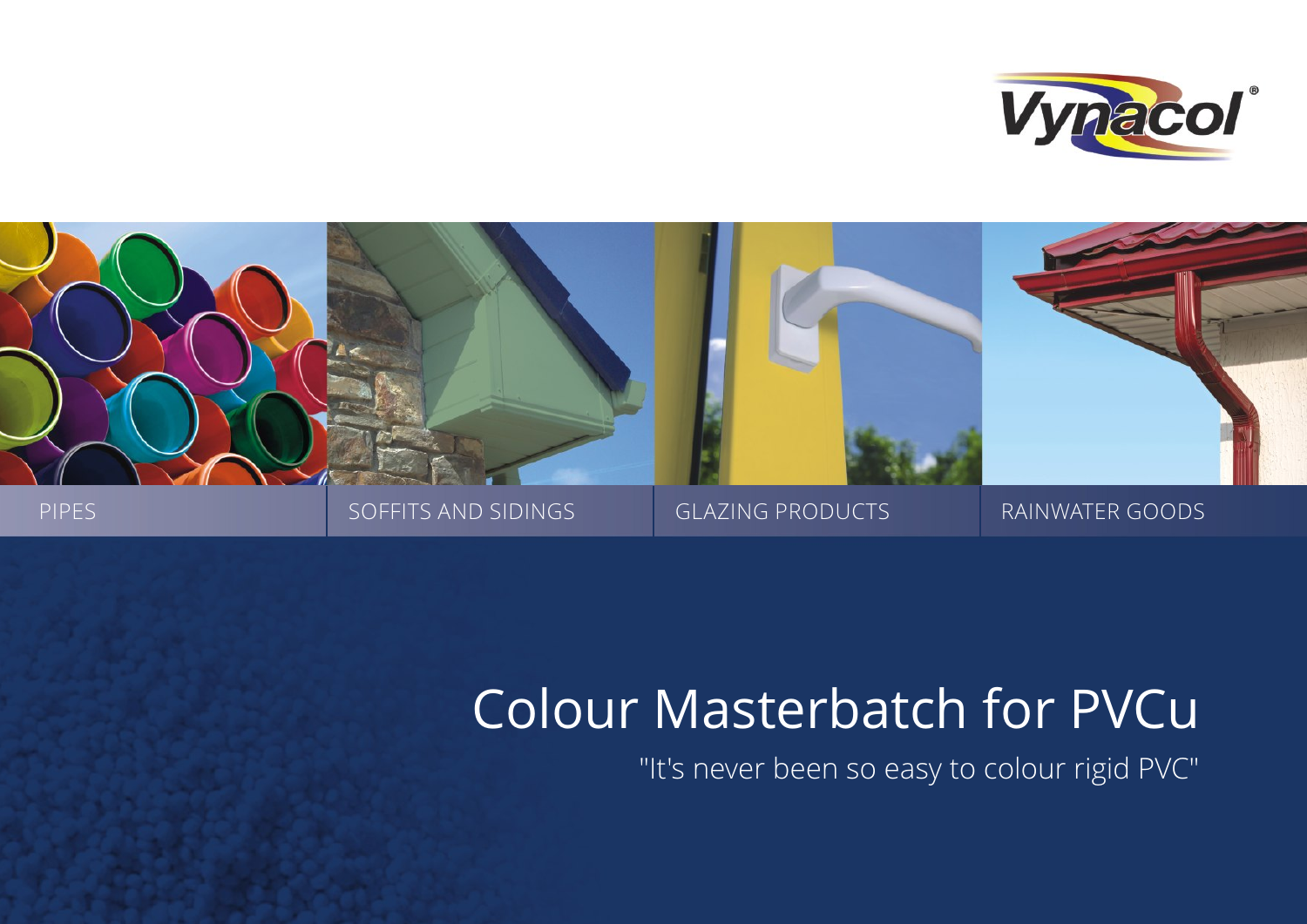Vynacol®

PIPES | SOFFITS AND SIDINGS | GLAZING PRODUCTS | RAINWATER GOODS

# Colour Masterbatch for PVCu

"It's never been so easy to colour rigid PVC"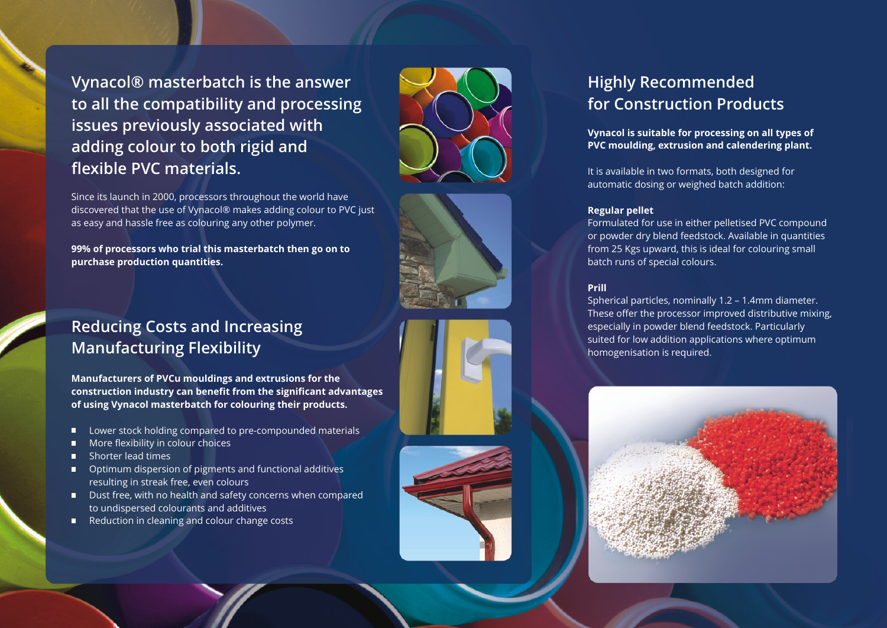## Vynacol® masterbatch is the answer to all the compatibility and processing issues previously associated with adding colour to both rigid and flexible PVC materials.

Since its launch in 2000, processors throughout the world have discovered that the use of Vynacol® makes adding colour to PVC just as easy and hassle free as colouring any other polymer.

**99% of processors who trial this masterbatch then go on to purchase production quantities.**

## Reducing Costs and Increasing Manufacturing Flexibility

**Manufacturers of PVCu mouldings and extrusions for the construction industry can benefit from the significant advantages of using Vynacol masterbatch for colouring their products.**

- Lower stock holding compared to pre-compounded materials
- More flexibility in colour choices
- Shorter lead times
- Optimum dispersion of pigments and functional additives resulting in streak free, even colours
- Dust free, with no health and safety concerns when compared to undispersed colourants and additives
- Reduction in cleaning and colour change costs

## Highly Recommended for Construction Products

**Vynacol is suitable for processing on all types of PVC moulding, extrusion and calendering plant.**

It is available in two formats, both designed for automatic dosing or weighed batch addition:

**Regular pellet**
Formulated for use in either pelletised PVC compound or powder dry blend feedstock. Available in quantities from 25 Kgs upward, this is ideal for colouring small batch runs of special colours.

**Prill**
Spherical particles, nominally 1.2 – 1.4mm diameter. These offer the processor improved distributive mixing, especially in powder blend feedstock. Particularly suited for low addition applications where optimum homogenisation is required.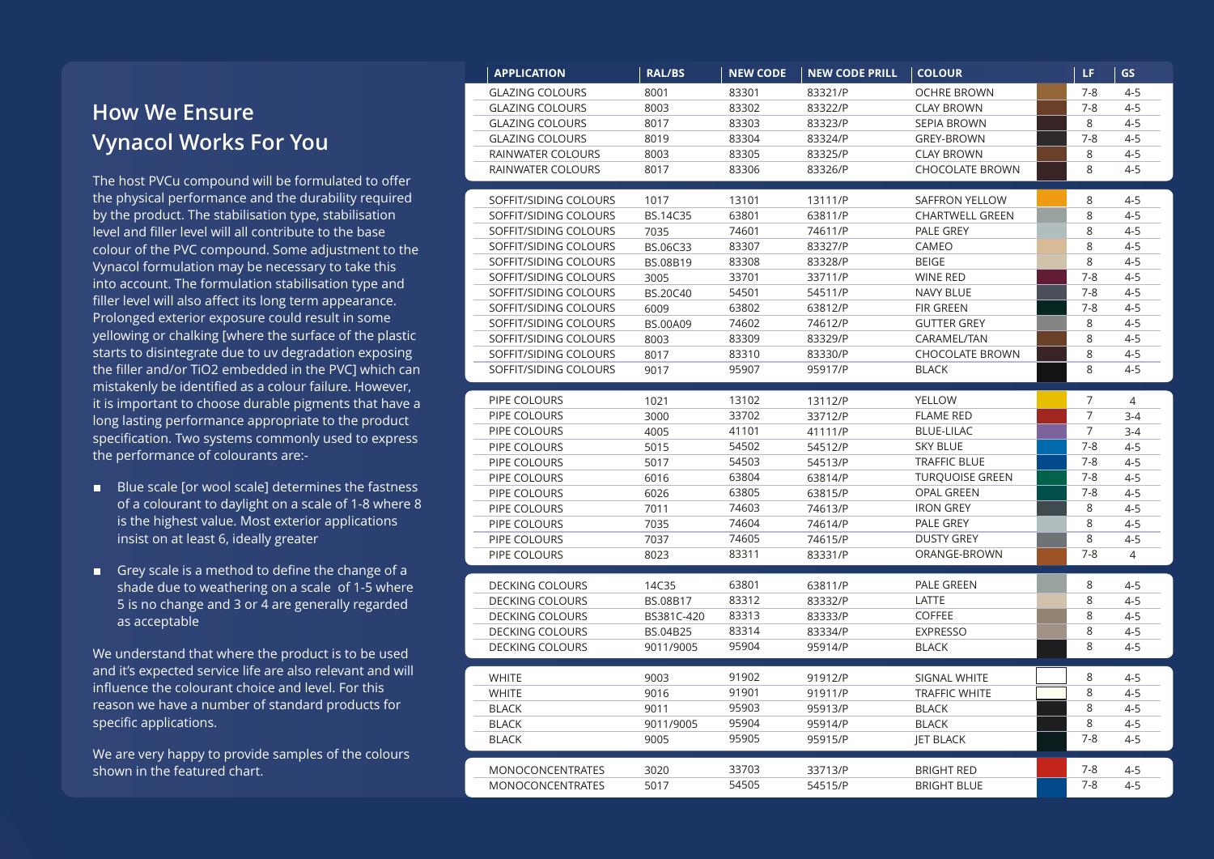## How We Ensure Vynacol Works For You

The host PVCu compound will be formulated to offer the physical performance and the durability required by the product. The stabilisation type, stabilisation level and filler level will all contribute to the base colour of the PVC compound. Some adjustment to the Vynacol formulation may be necessary to take this into account. The formulation stabilisation type and filler level will also affect its long term appearance. Prolonged exterior exposure could result in some yellowing or chalking [where the surface of the plastic starts to disintegrate due to uv degradation exposing the filler and/or TiO2 embedded in the PVC] which can mistakenly be identified as a colour failure. However, it is important to choose durable pigments that have a long lasting performance appropriate to the product specification. Two systems commonly used to express the performance of colourants are:-

- Blue scale [or wool scale] determines the fastness of a colourant to daylight on a scale of 1-8 where 8 is the highest value. Most exterior applications insist on at least 6, ideally greater
- Grey scale is a method to define the change of a shade due to weathering on a scale of 1-5 where 5 is no change and 3 or 4 are generally regarded as acceptable

We understand that where the product is to be used and it's expected service life are also relevant and will influence the colourant choice and level. For this reason we have a number of standard products for specific applications.

We are very happy to provide samples of the colours shown in the featured chart.

| APPLICATION | RAL/BS | NEW CODE | NEW CODE PRILL | COLOUR | LF | GS |
|---|---|---|---|---|---|---|
| GLAZING COLOURS | 8001 | 83301 | 83321/P | OCHRE BROWN | 7-8 | 4-5 |
| GLAZING COLOURS | 8003 | 83302 | 83322/P | CLAY BROWN | 7-8 | 4-5 |
| GLAZING COLOURS | 8017 | 83303 | 83323/P | SEPIA BROWN | 8 | 4-5 |
| GLAZING COLOURS | 8019 | 83304 | 83324/P | GREY-BROWN | 7-8 | 4-5 |
| RAINWATER COLOURS | 8003 | 83305 | 83325/P | CLAY BROWN | 8 | 4-5 |
| RAINWATER COLOURS | 8017 | 83306 | 83326/P | CHOCOLATE BROWN | 8 | 4-5 |
| SOFFIT/SIDING COLOURS | 1017 | 13101 | 13111/P | SAFFRON YELLOW | 8 | 4-5 |
| SOFFIT/SIDING COLOURS | BS.14C35 | 63801 | 63811/P | CHARTWELL GREEN | 8 | 4-5 |
| SOFFIT/SIDING COLOURS | 7035 | 74601 | 74611/P | PALE GREY | 8 | 4-5 |
| SOFFIT/SIDING COLOURS | BS.06C33 | 83307 | 83327/P | CAMEO | 8 | 4-5 |
| SOFFIT/SIDING COLOURS | BS.08B19 | 83308 | 83328/P | BEIGE | 8 | 4-5 |
| SOFFIT/SIDING COLOURS | 3005 | 33701 | 33711/P | WINE RED | 7-8 | 4-5 |
| SOFFIT/SIDING COLOURS | BS.20C40 | 54501 | 54511/P | NAVY BLUE | 7-8 | 4-5 |
| SOFFIT/SIDING COLOURS | 6009 | 63802 | 63812/P | FIR GREEN | 7-8 | 4-5 |
| SOFFIT/SIDING COLOURS | BS.00A09 | 74602 | 74612/P | GUTTER GREY | 8 | 4-5 |
| SOFFIT/SIDING COLOURS | 8003 | 83309 | 83329/P | CARAMEL/TAN | 8 | 4-5 |
| SOFFIT/SIDING COLOURS | 8017 | 83310 | 83330/P | CHOCOLATE BROWN | 8 | 4-5 |
| SOFFIT/SIDING COLOURS | 9017 | 95907 | 95917/P | BLACK | 8 | 4-5 |
| PIPE COLOURS | 1021 | 13102 | 13112/P | YELLOW | 7 | 4 |
| PIPE COLOURS | 3000 | 33702 | 33712/P | FLAME RED | 7 | 3-4 |
| PIPE COLOURS | 4005 | 41101 | 41111/P | BLUE-LILAC | 7 | 3-4 |
| PIPE COLOURS | 5015 | 54502 | 54512/P | SKY BLUE | 7-8 | 4-5 |
| PIPE COLOURS | 5017 | 54503 | 54513/P | TRAFFIC BLUE | 7-8 | 4-5 |
| PIPE COLOURS | 6016 | 63804 | 63814/P | TURQUOISE GREEN | 7-8 | 4-5 |
| PIPE COLOURS | 6026 | 63805 | 63815/P | OPAL GREEN | 7-8 | 4-5 |
| PIPE COLOURS | 7011 | 74603 | 74613/P | IRON GREY | 8 | 4-5 |
| PIPE COLOURS | 7035 | 74604 | 74614/P | PALE GREY | 8 | 4-5 |
| PIPE COLOURS | 7037 | 74605 | 74615/P | DUSTY GREY | 8 | 4-5 |
| PIPE COLOURS | 8023 | 83311 | 83331/P | ORANGE-BROWN | 7-8 | 4 |
| DECKING COLOURS | 14C35 | 63801 | 63811/P | PALE GREEN | 8 | 4-5 |
| DECKING COLOURS | BS.08B17 | 83312 | 83332/P | LATTE | 8 | 4-5 |
| DECKING COLOURS | BS381C-420 | 83313 | 83333/P | COFFEE | 8 | 4-5 |
| DECKING COLOURS | BS.04B25 | 83314 | 83334/P | EXPRESSO | 8 | 4-5 |
| DECKING COLOURS | 9011/9005 | 95904 | 95914/P | BLACK | 8 | 4-5 |
| WHITE | 9003 | 91902 | 91912/P | SIGNAL WHITE | 8 | 4-5 |
| WHITE | 9016 | 91901 | 91911/P | TRAFFIC WHITE | 8 | 4-5 |
| BLACK | 9011 | 95903 | 95913/P | BLACK | 8 | 4-5 |
| BLACK | 9011/9005 | 95904 | 95914/P | BLACK | 8 | 4-5 |
| BLACK | 9005 | 95905 | 95915/P | JET BLACK | 7-8 | 4-5 |
| MONOCONCENTRATES | 3020 | 33703 | 33713/P | BRIGHT RED | 7-8 | 4-5 |
| MONOCONCENTRATES | 5017 | 54505 | 54515/P | BRIGHT BLUE | 7-8 | 4-5 |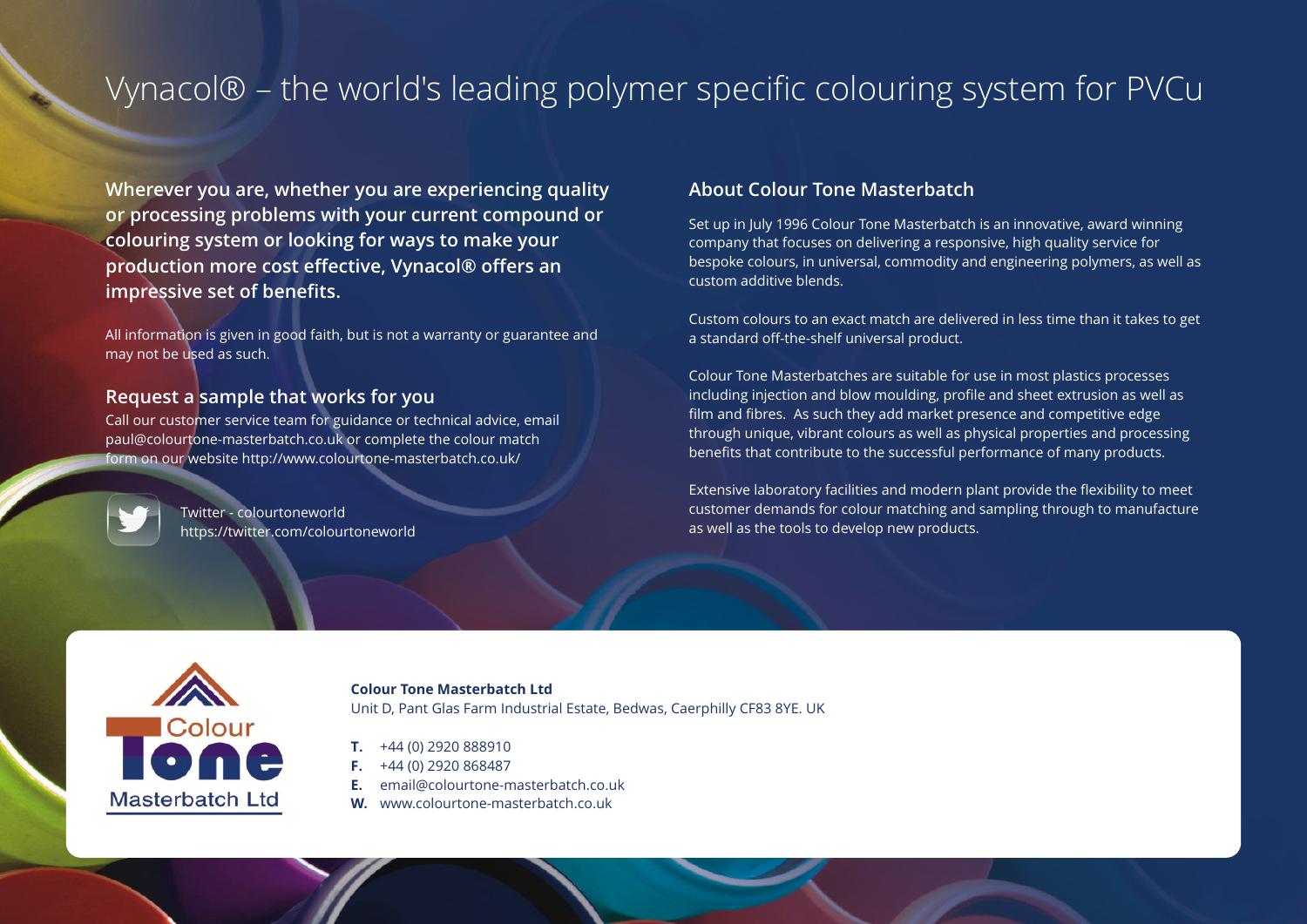# Vynacol® – the world's leading polymer specific colouring system for PVCu

**Wherever you are, whether you are experiencing quality or processing problems with your current compound or colouring system or looking for ways to make your production more cost effective, Vynacol® offers an impressive set of benefits.**

All information is given in good faith, but is not a warranty or guarantee and may not be used as such.

## Request a sample that works for you

Call our customer service team for guidance or technical advice, email paul@colourtone-masterbatch.co.uk or complete the colour match form on our website http://www.colourtone-masterbatch.co.uk/

Twitter - colourtoneworld
https://twitter.com/colourtoneworld

## About Colour Tone Masterbatch

Set up in July 1996 Colour Tone Masterbatch is an innovative, award winning company that focuses on delivering a responsive, high quality service for bespoke colours, in universal, commodity and engineering polymers, as well as custom additive blends.

Custom colours to an exact match are delivered in less time than it takes to get a standard off-the-shelf universal product.

Colour Tone Masterbatches are suitable for use in most plastics processes including injection and blow moulding, profile and sheet extrusion as well as film and fibres. As such they add market presence and competitive edge through unique, vibrant colours as well as physical properties and processing benefits that contribute to the successful performance of many products.

Extensive laboratory facilities and modern plant provide the flexibility to meet customer demands for colour matching and sampling through to manufacture as well as the tools to develop new products.

Colour Tone Masterbatch Ltd

**Colour Tone Masterbatch Ltd**
Unit D, Pant Glas Farm Industrial Estate, Bedwas, Caerphilly CF83 8YE. UK

**T.** +44 (0) 2920 888910
**F.** +44 (0) 2920 868487
**E.** email@colourtone-masterbatch.co.uk
**W.** www.colourtone-masterbatch.co.uk